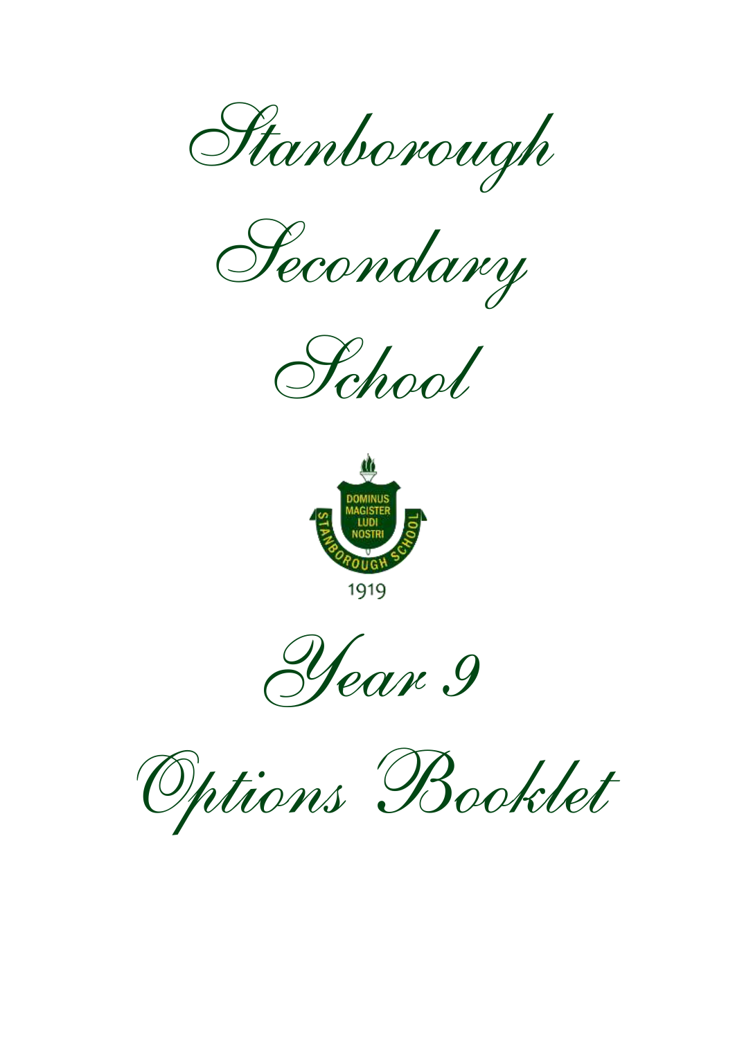# Stanborough Secondary School

DOMINUS MAGISTER LUDI NOSTRI

STANBOROUGH SCHOOL

1919

# Year 9 Options Booklet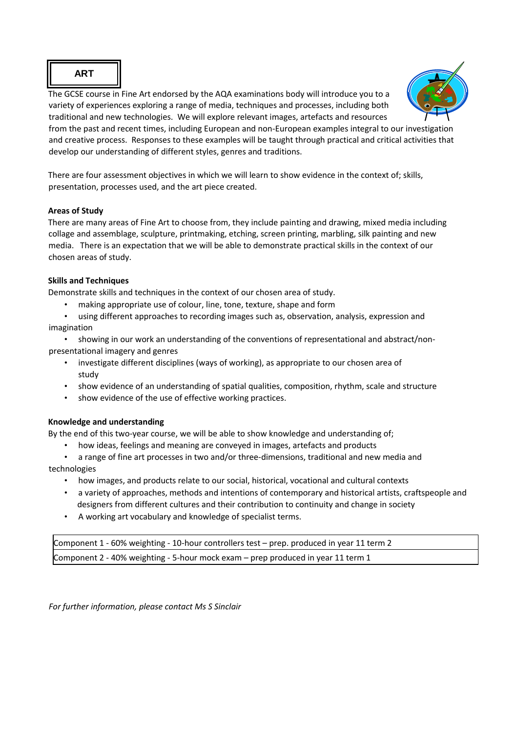# ART

The GCSE course in Fine Art endorsed by the AQA examinations body will introduce you to a variety of experiences exploring a range of media, techniques and processes, including both traditional and new technologies. We will explore relevant images, artefacts and resources from the past and recent times, including European and non-European examples integral to our investigation and creative process. Responses to these examples will be taught through practical and critical activities that develop our understanding of different styles, genres and traditions.

There are four assessment objectives in which we will learn to show evidence in the context of; skills, presentation, processes used, and the art piece created.

**Areas of Study**

There are many areas of Fine Art to choose from, they include painting and drawing, mixed media including collage and assemblage, sculpture, printmaking, etching, screen printing, marbling, silk painting and new media. There is an expectation that we will be able to demonstrate practical skills in the context of our chosen areas of study.

**Skills and Techniques**

Demonstrate skills and techniques in the context of our chosen area of study.

- making appropriate use of colour, line, tone, texture, shape and form
- using different approaches to recording images such as, observation, analysis, expression and imagination
- showing in our work an understanding of the conventions of representational and abstract/non-presentational imagery and genres
- investigate different disciplines (ways of working), as appropriate to our chosen area of study
- show evidence of an understanding of spatial qualities, composition, rhythm, scale and structure
- show evidence of the use of effective working practices.

**Knowledge and understanding**

By the end of this two-year course, we will be able to show knowledge and understanding of;

- how ideas, feelings and meaning are conveyed in images, artefacts and products
- a range of fine art processes in two and/or three-dimensions, traditional and new media and technologies
- how images, and products relate to our social, historical, vocational and cultural contexts
- a variety of approaches, methods and intentions of contemporary and historical artists, craftspeople and designers from different cultures and their contribution to continuity and change in society
- A working art vocabulary and knowledge of specialist terms.

| Component 1 - 60% weighting - 10-hour controllers test – prep. produced in year 11 term 2 |
|---|
| Component 2 - 40% weighting - 5-hour mock exam – prep produced in year 11 term 1 |

*For further information, please contact Ms S Sinclair*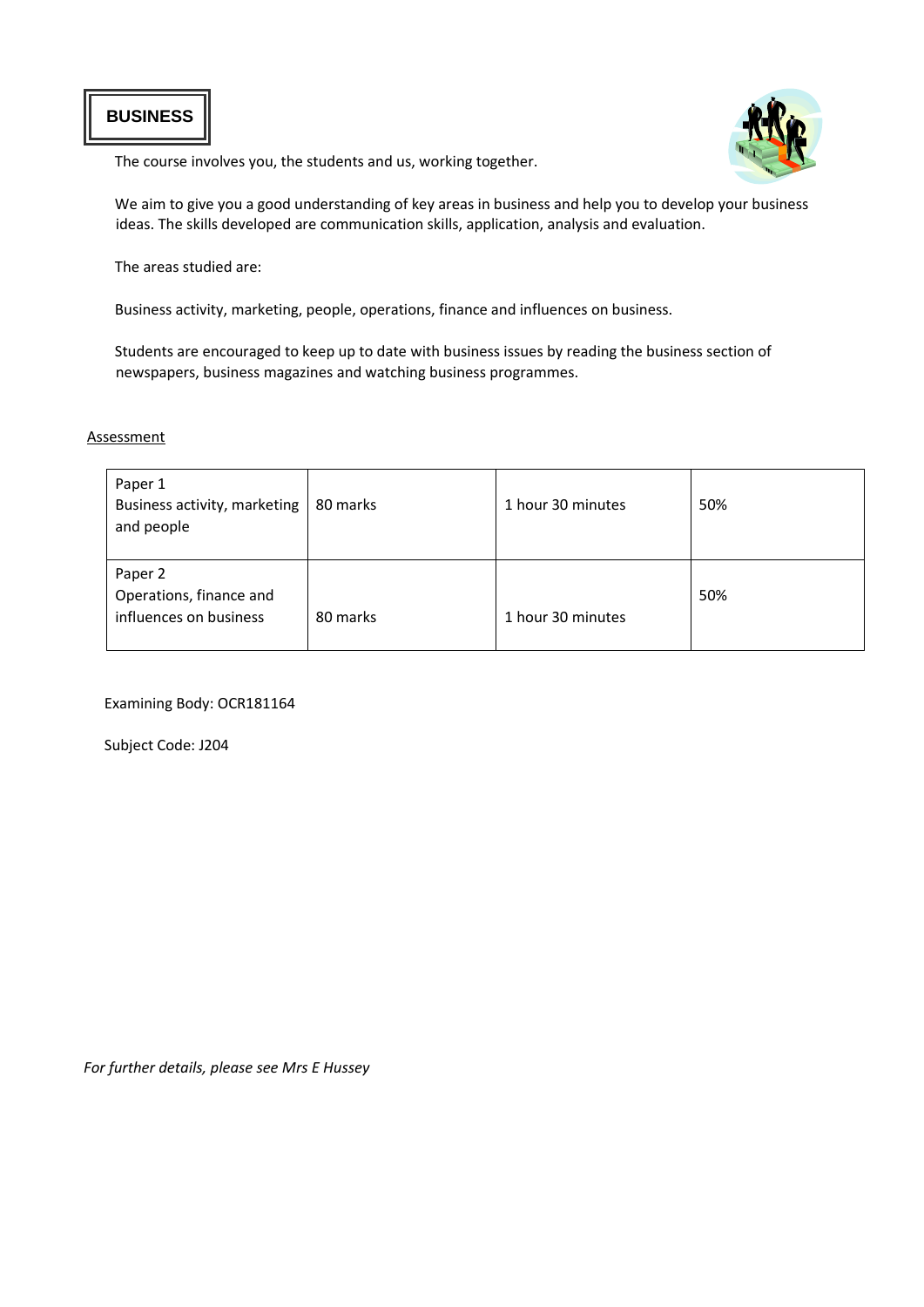# BUSINESS

The course involves you, the students and us, working together.

We aim to give you a good understanding of key areas in business and help you to develop your business ideas. The skills developed are communication skills, application, analysis and evaluation.

The areas studied are:

Business activity, marketing, people, operations, finance and influences on business.

Students are encouraged to keep up to date with business issues by reading the business section of newspapers, business magazines and watching business programmes.

## Assessment

| | | | |
|---|---|---|---|
| Paper 1<br>Business activity, marketing and people | 80 marks | 1 hour 30 minutes | 50% |
| Paper 2<br>Operations, finance and influences on business | 80 marks | 1 hour 30 minutes | 50% |

Examining Body: OCR181164

Subject Code: J204

*For further details, please see Mrs E Hussey*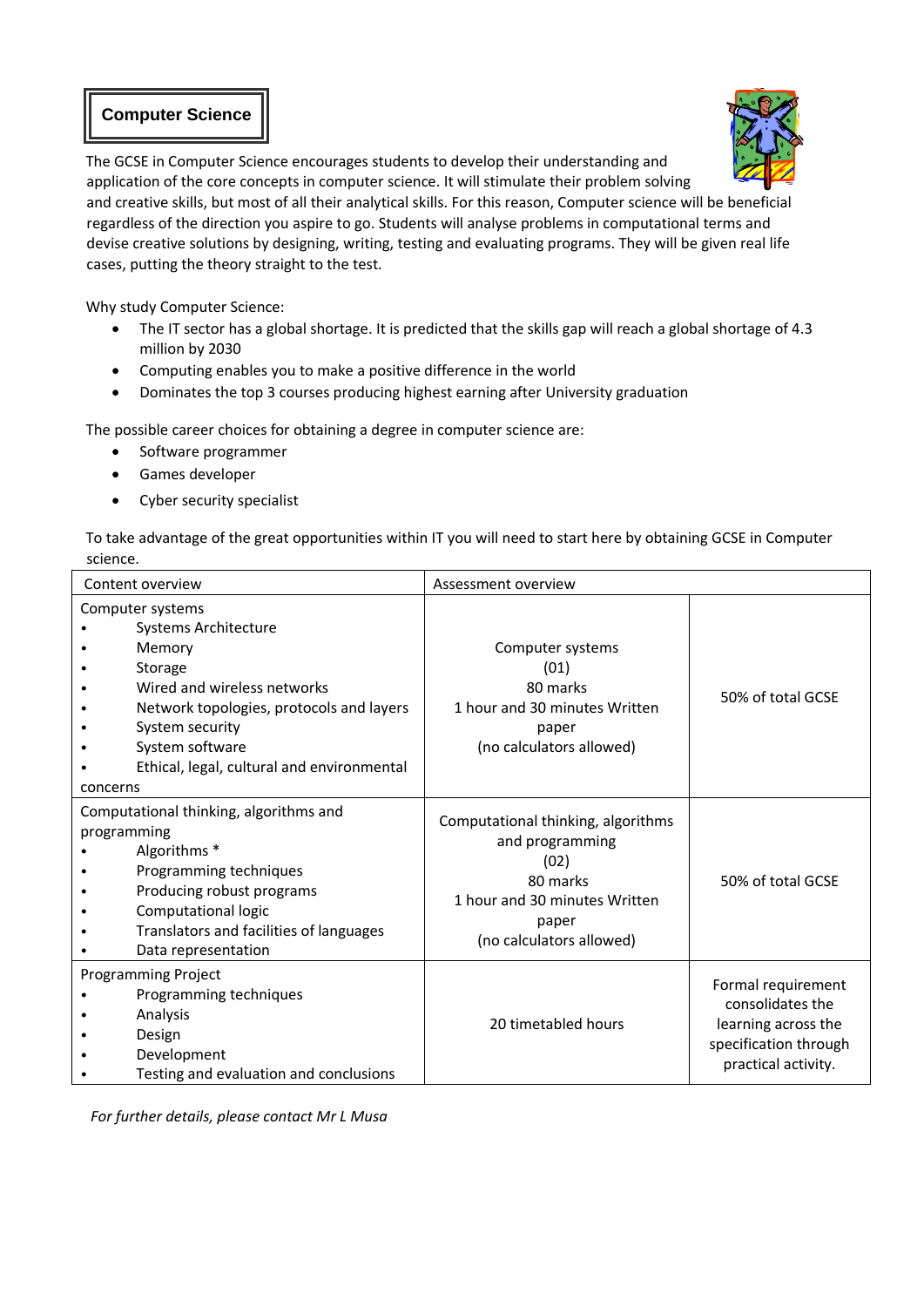# Computer Science

The GCSE in Computer Science encourages students to develop their understanding and application of the core concepts in computer science. It will stimulate their problem solving and creative skills, but most of all their analytical skills. For this reason, Computer science will be beneficial regardless of the direction you aspire to go. Students will analyse problems in computational terms and devise creative solutions by designing, writing, testing and evaluating programs. They will be given real life cases, putting the theory straight to the test.

Why study Computer Science:

- The IT sector has a global shortage. It is predicted that the skills gap will reach a global shortage of 4.3 million by 2030
- Computing enables you to make a positive difference in the world
- Dominates the top 3 courses producing highest earning after University graduation

The possible career choices for obtaining a degree in computer science are:

- Software programmer
- Games developer
- Cyber security specialist

To take advantage of the great opportunities within IT you will need to start here by obtaining GCSE in Computer science.

| Content overview | Assessment overview | |
|---|---|---|
| Computer systems<br>• Systems Architecture<br>• Memory<br>• Storage<br>• Wired and wireless networks<br>• Network topologies, protocols and layers<br>• System security<br>• System software<br>• Ethical, legal, cultural and environmental concerns | Computer systems<br>(01)<br>80 marks<br>1 hour and 30 minutes Written paper<br>(no calculators allowed) | 50% of total GCSE |
| Computational thinking, algorithms and programming<br>• Algorithms *<br>• Programming techniques<br>• Producing robust programs<br>• Computational logic<br>• Translators and facilities of languages<br>• Data representation | Computational thinking, algorithms and programming<br>(02)<br>80 marks<br>1 hour and 30 minutes Written paper<br>(no calculators allowed) | 50% of total GCSE |
| Programming Project<br>• Programming techniques<br>• Analysis<br>• Design<br>• Development<br>• Testing and evaluation and conclusions | 20 timetabled hours | Formal requirement consolidates the learning across the specification through practical activity. |

*For further details, please contact Mr L Musa*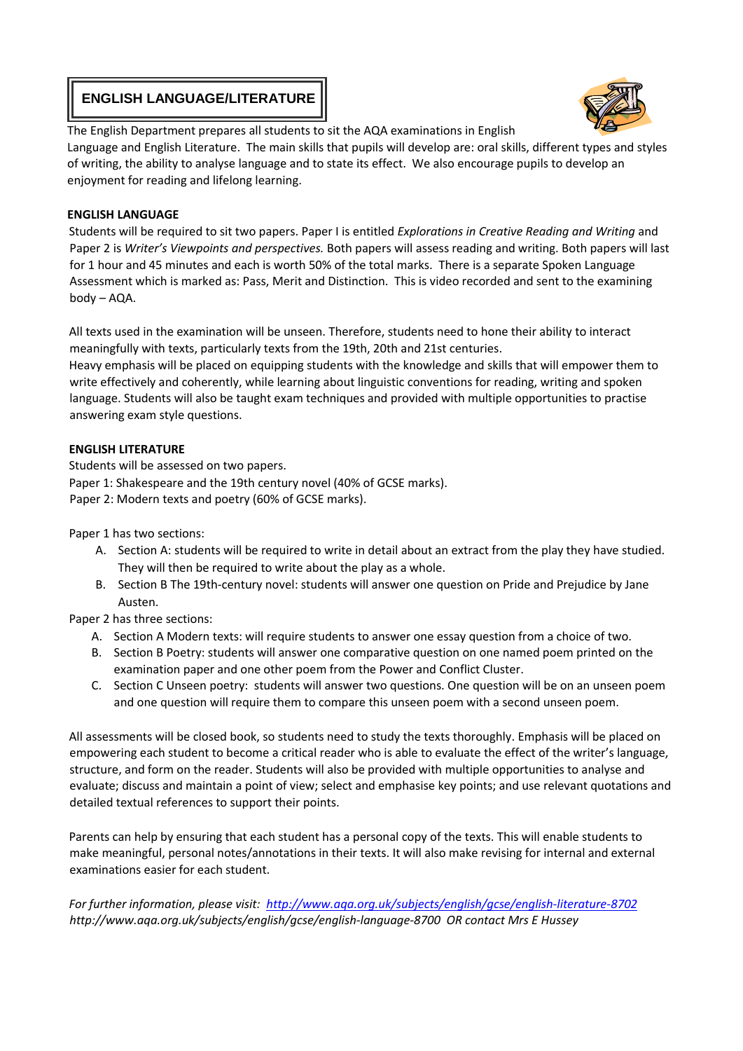# ENGLISH LANGUAGE/LITERATURE

The English Department prepares all students to sit the AQA examinations in English Language and English Literature. The main skills that pupils will develop are: oral skills, different types and styles of writing, the ability to analyse language and to state its effect. We also encourage pupils to develop an enjoyment for reading and lifelong learning.

## ENGLISH LANGUAGE

Students will be required to sit two papers. Paper I is entitled *Explorations in Creative Reading and Writing* and Paper 2 is *Writer's Viewpoints and perspectives.* Both papers will assess reading and writing. Both papers will last for 1 hour and 45 minutes and each is worth 50% of the total marks. There is a separate Spoken Language Assessment which is marked as: Pass, Merit and Distinction. This is video recorded and sent to the examining body – AQA.

All texts used in the examination will be unseen. Therefore, students need to hone their ability to interact meaningfully with texts, particularly texts from the 19th, 20th and 21st centuries.
Heavy emphasis will be placed on equipping students with the knowledge and skills that will empower them to write effectively and coherently, while learning about linguistic conventions for reading, writing and spoken language. Students will also be taught exam techniques and provided with multiple opportunities to practise answering exam style questions.

## ENGLISH LITERATURE

Students will be assessed on two papers.
Paper 1: Shakespeare and the 19th century novel (40% of GCSE marks).
Paper 2: Modern texts and poetry (60% of GCSE marks).

Paper 1 has two sections:

A. Section A: students will be required to write in detail about an extract from the play they have studied. They will then be required to write about the play as a whole.
B. Section B The 19th-century novel: students will answer one question on Pride and Prejudice by Jane Austen.

Paper 2 has three sections:

A. Section A Modern texts: will require students to answer one essay question from a choice of two.
B. Section B Poetry: students will answer one comparative question on one named poem printed on the examination paper and one other poem from the Power and Conflict Cluster.
C. Section C Unseen poetry: students will answer two questions. One question will be on an unseen poem and one question will require them to compare this unseen poem with a second unseen poem.

All assessments will be closed book, so students need to study the texts thoroughly. Emphasis will be placed on empowering each student to become a critical reader who is able to evaluate the effect of the writer's language, structure, and form on the reader. Students will also be provided with multiple opportunities to analyse and evaluate; discuss and maintain a point of view; select and emphasise key points; and use relevant quotations and detailed textual references to support their points.

Parents can help by ensuring that each student has a personal copy of the texts. This will enable students to make meaningful, personal notes/annotations in their texts. It will also make revising for internal and external examinations easier for each student.

*For further information, please visit: [http://www.aqa.org.uk/subjects/english/gcse/english-literature-8702](http://www.aqa.org.uk/subjects/english/gcse/english-literature-8702) http://www.aqa.org.uk/subjects/english/gcse/english-language-8700 OR contact Mrs E Hussey*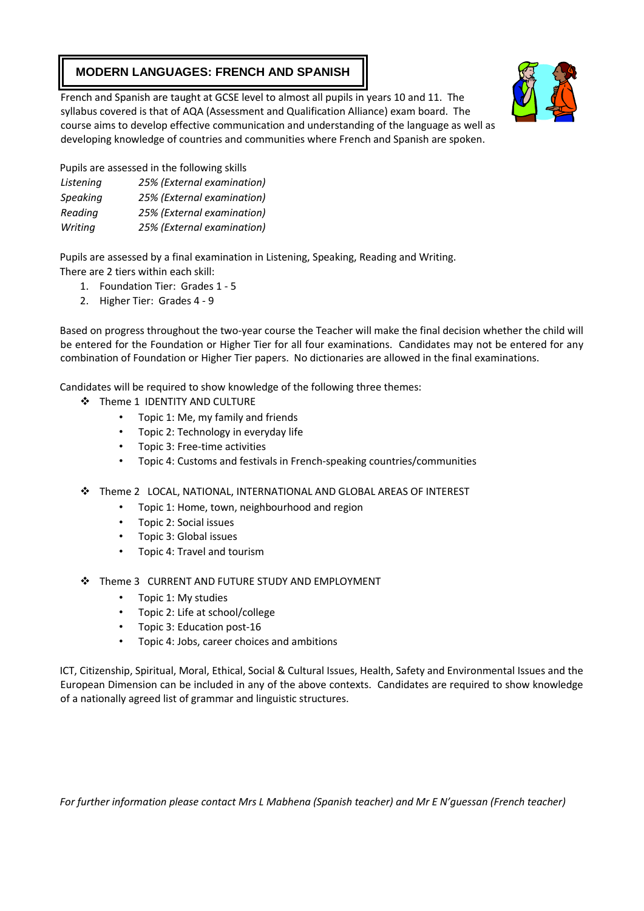# MODERN LANGUAGES: FRENCH AND SPANISH

French and Spanish are taught at GCSE level to almost all pupils in years 10 and 11. The syllabus covered is that of AQA (Assessment and Qualification Alliance) exam board. The course aims to develop effective communication and understanding of the language as well as developing knowledge of countries and communities where French and Spanish are spoken.

Pupils are assessed in the following skills

| | |
|---|---|
| *Listening* | *25% (External examination)* |
| *Speaking* | *25% (External examination)* |
| *Reading* | *25% (External examination)* |
| *Writing* | *25% (External examination)* |

Pupils are assessed by a final examination in Listening, Speaking, Reading and Writing.
There are 2 tiers within each skill:

1. Foundation Tier: Grades 1 - 5
2. Higher Tier: Grades 4 - 9

Based on progress throughout the two-year course the Teacher will make the final decision whether the child will be entered for the Foundation or Higher Tier for all four examinations. Candidates may not be entered for any combination of Foundation or Higher Tier papers. No dictionaries are allowed in the final examinations.

Candidates will be required to show knowledge of the following three themes:

- Theme 1 IDENTITY AND CULTURE
  - Topic 1: Me, my family and friends
  - Topic 2: Technology in everyday life
  - Topic 3: Free-time activities
  - Topic 4: Customs and festivals in French-speaking countries/communities

- Theme 2 LOCAL, NATIONAL, INTERNATIONAL AND GLOBAL AREAS OF INTEREST
  - Topic 1: Home, town, neighbourhood and region
  - Topic 2: Social issues
  - Topic 3: Global issues
  - Topic 4: Travel and tourism

- Theme 3 CURRENT AND FUTURE STUDY AND EMPLOYMENT
  - Topic 1: My studies
  - Topic 2: Life at school/college
  - Topic 3: Education post-16
  - Topic 4: Jobs, career choices and ambitions

ICT, Citizenship, Spiritual, Moral, Ethical, Social & Cultural Issues, Health, Safety and Environmental Issues and the European Dimension can be included in any of the above contexts. Candidates are required to show knowledge of a nationally agreed list of grammar and linguistic structures.

*For further information please contact Mrs L Mabhena (Spanish teacher) and Mr E N'guessan (French teacher)*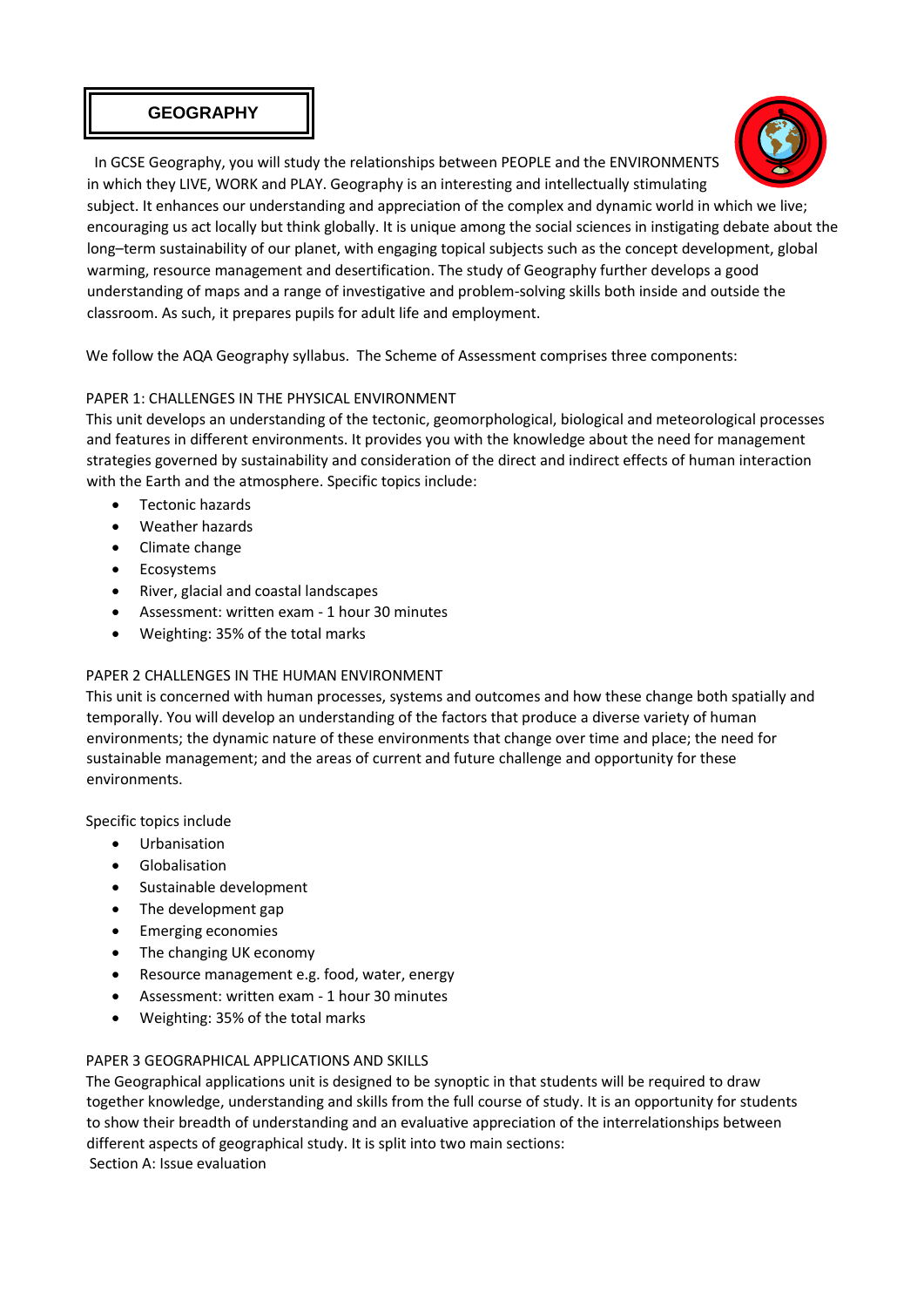# GEOGRAPHY

In GCSE Geography, you will study the relationships between PEOPLE and the ENVIRONMENTS in which they LIVE, WORK and PLAY. Geography is an interesting and intellectually stimulating subject. It enhances our understanding and appreciation of the complex and dynamic world in which we live; encouraging us act locally but think globally. It is unique among the social sciences in instigating debate about the long–term sustainability of our planet, with engaging topical subjects such as the concept development, global warming, resource management and desertification. The study of Geography further develops a good understanding of maps and a range of investigative and problem-solving skills both inside and outside the classroom. As such, it prepares pupils for adult life and employment.

We follow the AQA Geography syllabus. The Scheme of Assessment comprises three components:

PAPER 1: CHALLENGES IN THE PHYSICAL ENVIRONMENT

This unit develops an understanding of the tectonic, geomorphological, biological and meteorological processes and features in different environments. It provides you with the knowledge about the need for management strategies governed by sustainability and consideration of the direct and indirect effects of human interaction with the Earth and the atmosphere. Specific topics include:

- Tectonic hazards
- Weather hazards
- Climate change
- Ecosystems
- River, glacial and coastal landscapes
- Assessment: written exam - 1 hour 30 minutes
- Weighting: 35% of the total marks

PAPER 2 CHALLENGES IN THE HUMAN ENVIRONMENT

This unit is concerned with human processes, systems and outcomes and how these change both spatially and temporally. You will develop an understanding of the factors that produce a diverse variety of human environments; the dynamic nature of these environments that change over time and place; the need for sustainable management; and the areas of current and future challenge and opportunity for these environments.

Specific topics include

- Urbanisation
- Globalisation
- Sustainable development
- The development gap
- Emerging economies
- The changing UK economy
- Resource management e.g. food, water, energy
- Assessment: written exam - 1 hour 30 minutes
- Weighting: 35% of the total marks

PAPER 3 GEOGRAPHICAL APPLICATIONS AND SKILLS

The Geographical applications unit is designed to be synoptic in that students will be required to draw together knowledge, understanding and skills from the full course of study. It is an opportunity for students to show their breadth of understanding and an evaluative appreciation of the interrelationships between different aspects of geographical study. It is split into two main sections:

Section A: Issue evaluation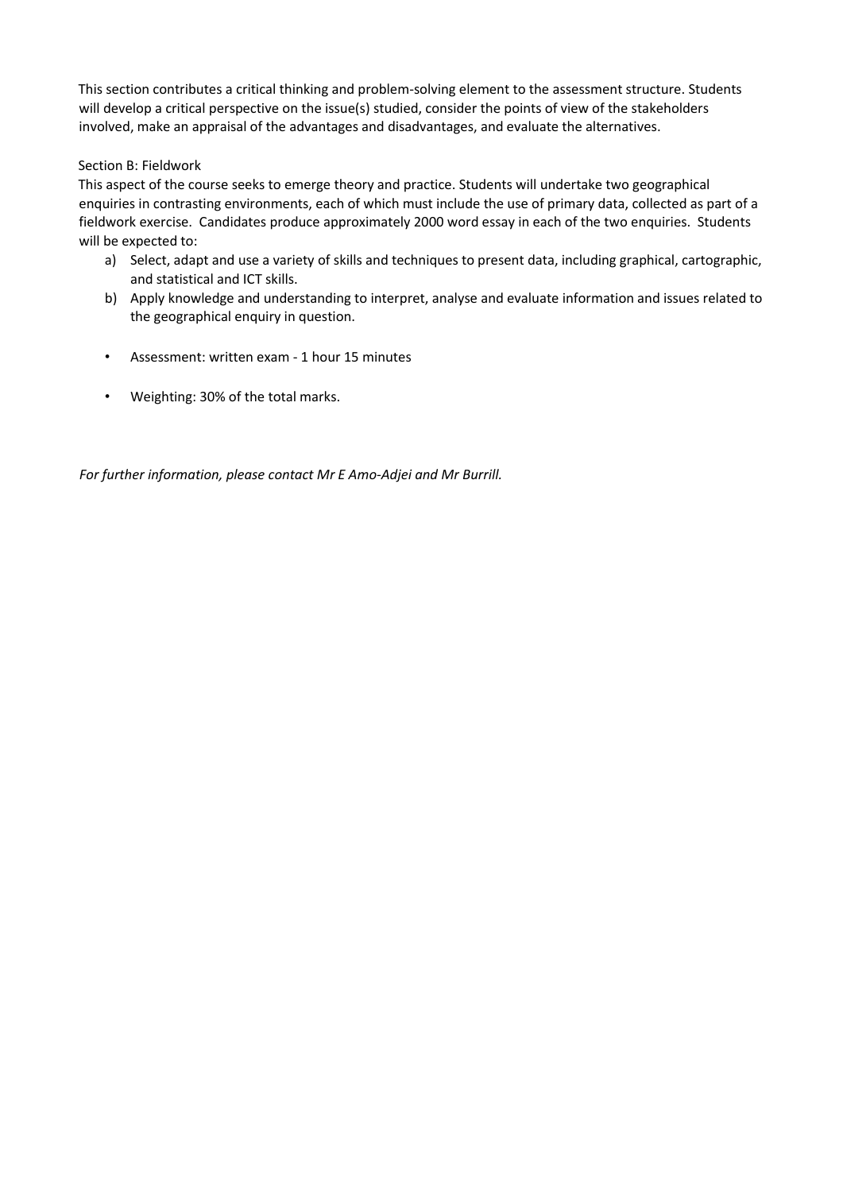This section contributes a critical thinking and problem-solving element to the assessment structure. Students will develop a critical perspective on the issue(s) studied, consider the points of view of the stakeholders involved, make an appraisal of the advantages and disadvantages, and evaluate the alternatives.

Section B: Fieldwork

This aspect of the course seeks to emerge theory and practice. Students will undertake two geographical enquiries in contrasting environments, each of which must include the use of primary data, collected as part of a fieldwork exercise. Candidates produce approximately 2000 word essay in each of the two enquiries. Students will be expected to:

a) Select, adapt and use a variety of skills and techniques to present data, including graphical, cartographic, and statistical and ICT skills.
b) Apply knowledge and understanding to interpret, analyse and evaluate information and issues related to the geographical enquiry in question.

- Assessment: written exam - 1 hour 15 minutes

- Weighting: 30% of the total marks.

*For further information, please contact Mr E Amo-Adjei and Mr Burrill.*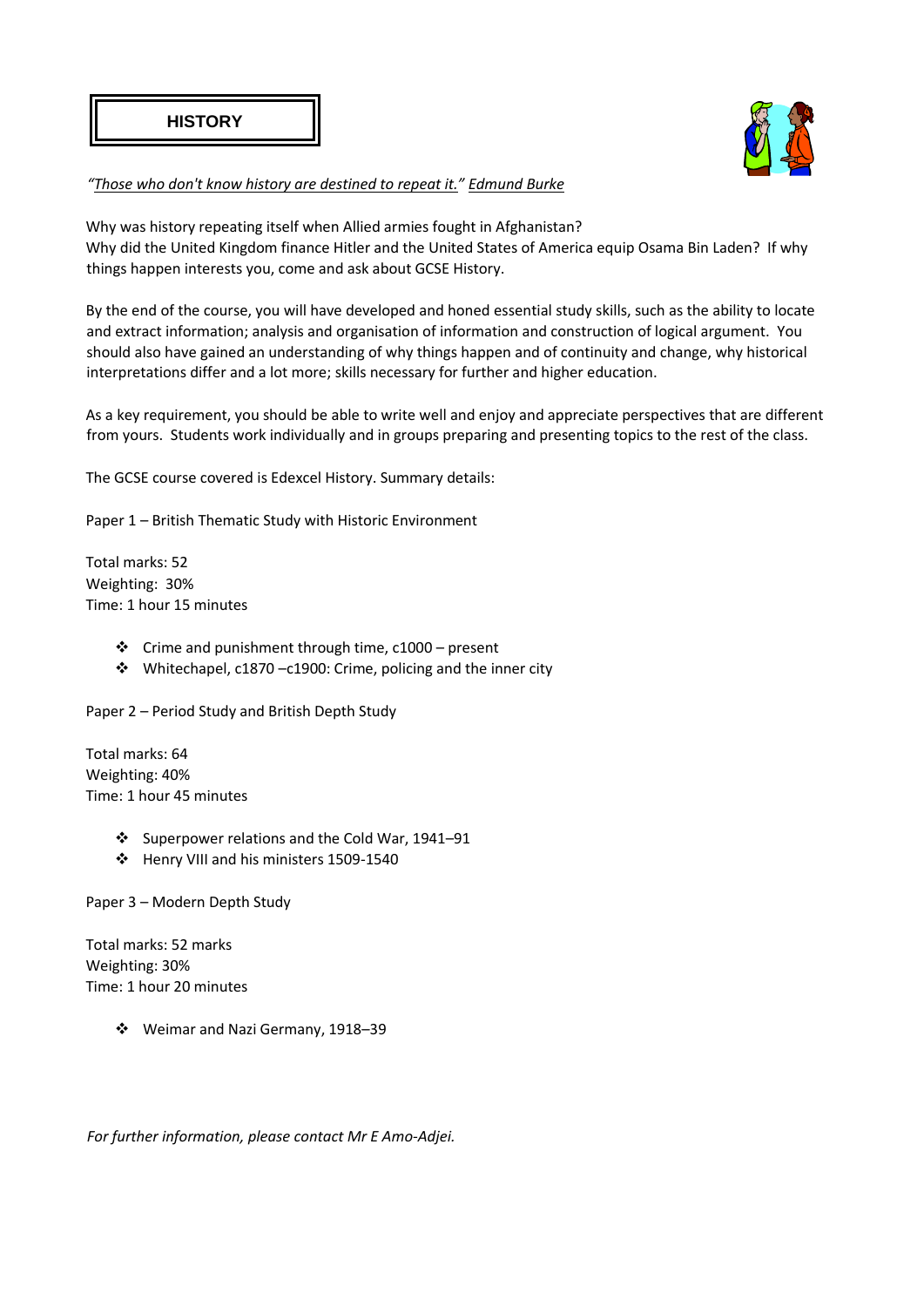# HISTORY

*"Those who don't know history are destined to repeat it." Edmund Burke*

Why was history repeating itself when Allied armies fought in Afghanistan?
Why did the United Kingdom finance Hitler and the United States of America equip Osama Bin Laden? If why things happen interests you, come and ask about GCSE History.

By the end of the course, you will have developed and honed essential study skills, such as the ability to locate and extract information; analysis and organisation of information and construction of logical argument. You should also have gained an understanding of why things happen and of continuity and change, why historical interpretations differ and a lot more; skills necessary for further and higher education.

As a key requirement, you should be able to write well and enjoy and appreciate perspectives that are different from yours. Students work individually and in groups preparing and presenting topics to the rest of the class.

The GCSE course covered is Edexcel History. Summary details:

Paper 1 – British Thematic Study with Historic Environment

Total marks: 52
Weighting: 30%
Time: 1 hour 15 minutes

- Crime and punishment through time, c1000 – present
- Whitechapel, c1870 –c1900: Crime, policing and the inner city

Paper 2 – Period Study and British Depth Study

Total marks: 64
Weighting: 40%
Time: 1 hour 45 minutes

- Superpower relations and the Cold War, 1941–91
- Henry VIII and his ministers 1509-1540

Paper 3 – Modern Depth Study

Total marks: 52 marks
Weighting: 30%
Time: 1 hour 20 minutes

- Weimar and Nazi Germany, 1918–39

*For further information, please contact Mr E Amo-Adjei.*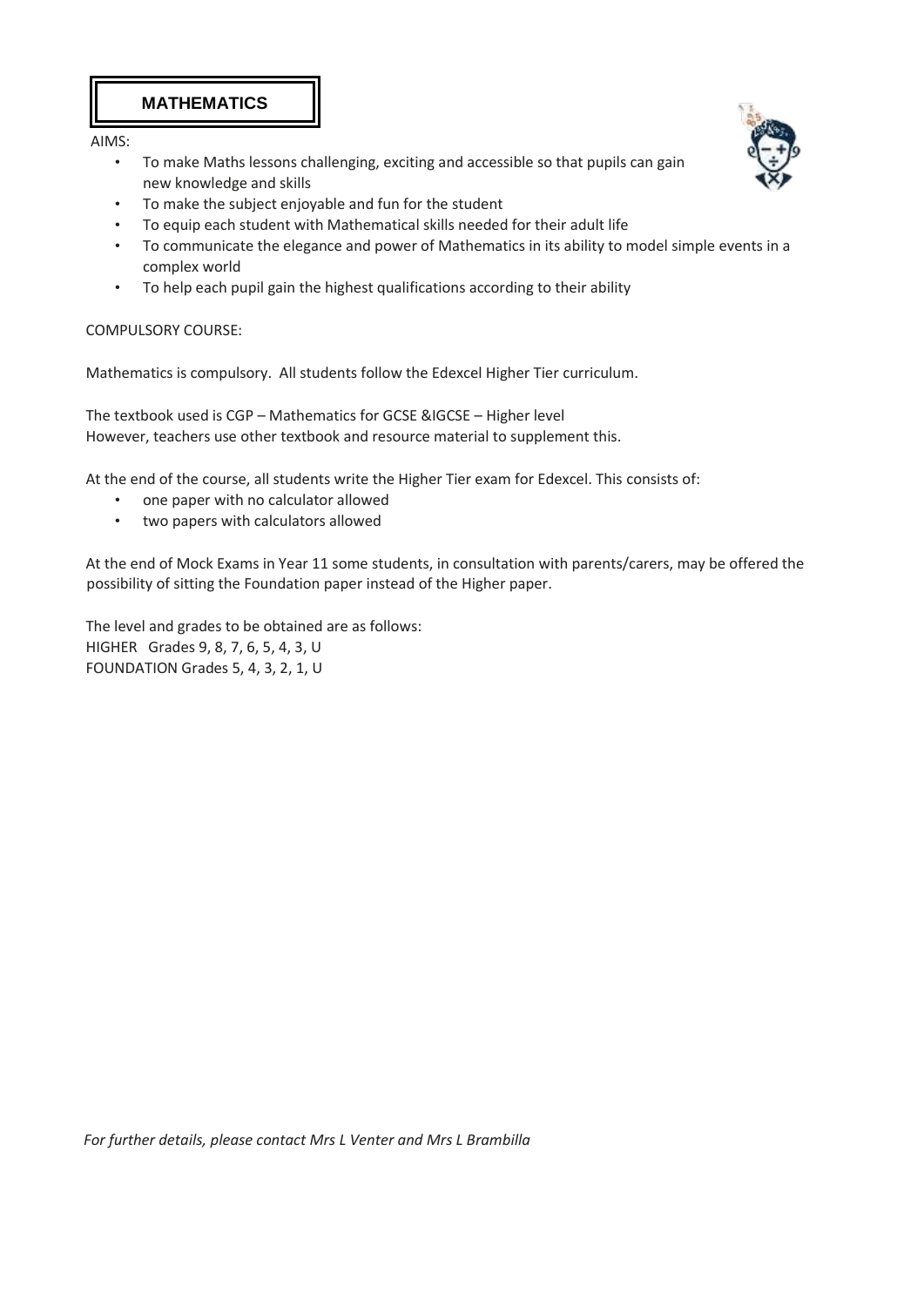## MATHEMATICS

AIMS:

- To make Maths lessons challenging, exciting and accessible so that pupils can gain new knowledge and skills
- To make the subject enjoyable and fun for the student
- To equip each student with Mathematical skills needed for their adult life
- To communicate the elegance and power of Mathematics in its ability to model simple events in a complex world
- To help each pupil gain the highest qualifications according to their ability

COMPULSORY COURSE:

Mathematics is compulsory. All students follow the Edexcel Higher Tier curriculum.

The textbook used is CGP – Mathematics for GCSE &IGCSE – Higher level
However, teachers use other textbook and resource material to supplement this.

At the end of the course, all students write the Higher Tier exam for Edexcel. This consists of:

- one paper with no calculator allowed
- two papers with calculators allowed

At the end of Mock Exams in Year 11 some students, in consultation with parents/carers, may be offered the possibility of sitting the Foundation paper instead of the Higher paper.

The level and grades to be obtained are as follows:
HIGHER Grades 9, 8, 7, 6, 5, 4, 3, U
FOUNDATION Grades 5, 4, 3, 2, 1, U

*For further details, please contact Mrs L Venter and Mrs L Brambilla*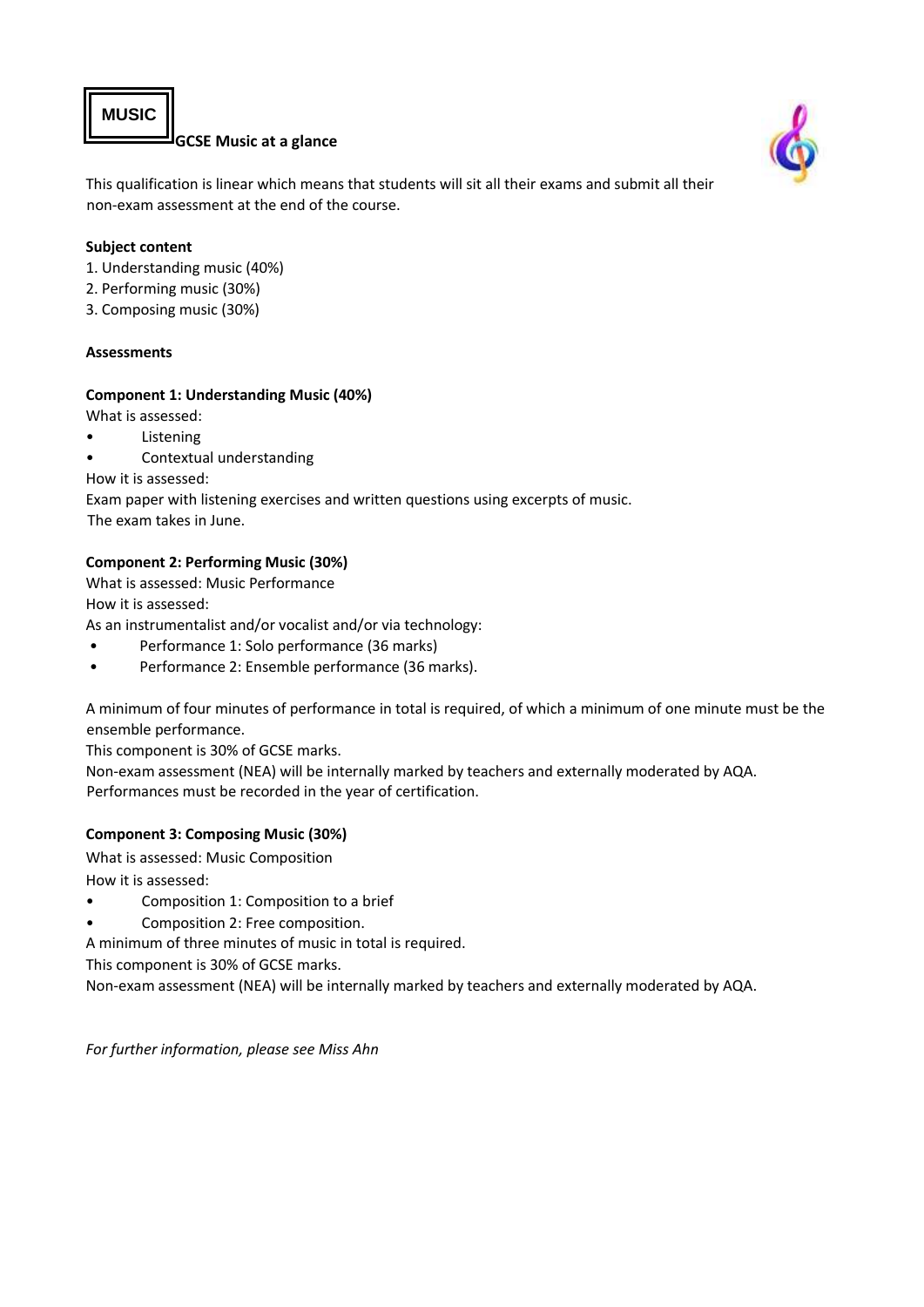# MUSIC

## GCSE Music at a glance

This qualification is linear which means that students will sit all their exams and submit all their non-exam assessment at the end of the course.

**Subject content**

1. Understanding music (40%)
2. Performing music (30%)
3. Composing music (30%)

**Assessments**

**Component 1: Understanding Music (40%)**

What is assessed:

- Listening
- Contextual understanding

How it is assessed:

Exam paper with listening exercises and written questions using excerpts of music.
The exam takes in June.

**Component 2: Performing Music (30%)**

What is assessed: Music Performance

How it is assessed:

As an instrumentalist and/or vocalist and/or via technology:

- Performance 1: Solo performance (36 marks)
- Performance 2: Ensemble performance (36 marks).

A minimum of four minutes of performance in total is required, of which a minimum of one minute must be the ensemble performance.

This component is 30% of GCSE marks.

Non-exam assessment (NEA) will be internally marked by teachers and externally moderated by AQA.
Performances must be recorded in the year of certification.

**Component 3: Composing Music (30%)**

What is assessed: Music Composition

How it is assessed:

- Composition 1: Composition to a brief
- Composition 2: Free composition.

A minimum of three minutes of music in total is required.

This component is 30% of GCSE marks.

Non-exam assessment (NEA) will be internally marked by teachers and externally moderated by AQA.

*For further information, please see Miss Ahn*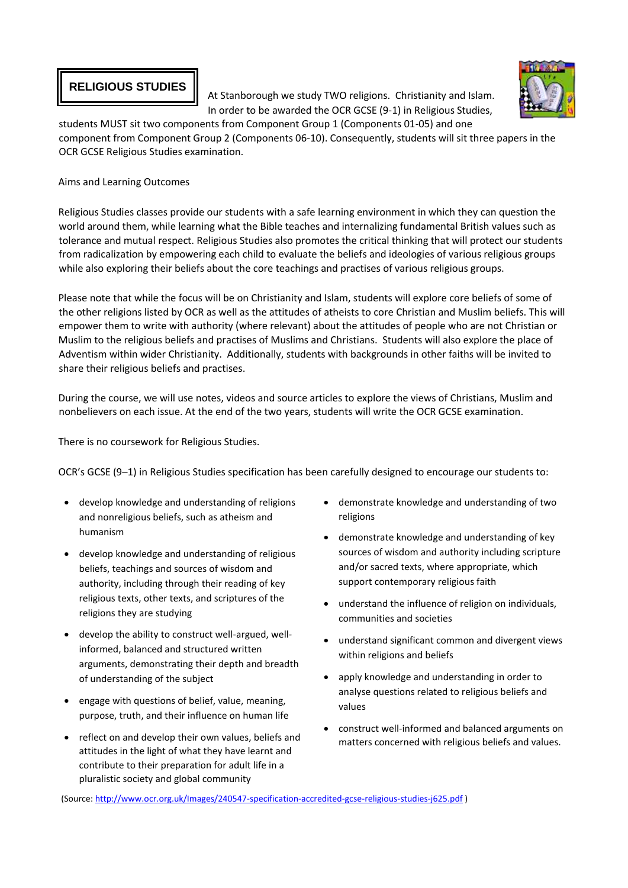## RELIGIOUS STUDIES

At Stanborough we study TWO religions. Christianity and Islam. In order to be awarded the OCR GCSE (9-1) in Religious Studies, students MUST sit two components from Component Group 1 (Components 01-05) and one component from Component Group 2 (Components 06-10). Consequently, students will sit three papers in the OCR GCSE Religious Studies examination.

Aims and Learning Outcomes

Religious Studies classes provide our students with a safe learning environment in which they can question the world around them, while learning what the Bible teaches and internalizing fundamental British values such as tolerance and mutual respect. Religious Studies also promotes the critical thinking that will protect our students from radicalization by empowering each child to evaluate the beliefs and ideologies of various religious groups while also exploring their beliefs about the core teachings and practises of various religious groups.

Please note that while the focus will be on Christianity and Islam, students will explore core beliefs of some of the other religions listed by OCR as well as the attitudes of atheists to core Christian and Muslim beliefs. This will empower them to write with authority (where relevant) about the attitudes of people who are not Christian or Muslim to the religious beliefs and practises of Muslims and Christians. Students will also explore the place of Adventism within wider Christianity. Additionally, students with backgrounds in other faiths will be invited to share their religious beliefs and practises.

During the course, we will use notes, videos and source articles to explore the views of Christians, Muslim and nonbelievers on each issue. At the end of the two years, students will write the OCR GCSE examination.

There is no coursework for Religious Studies.

OCR's GCSE (9–1) in Religious Studies specification has been carefully designed to encourage our students to:

- develop knowledge and understanding of religions and nonreligious beliefs, such as atheism and humanism
- develop knowledge and understanding of religious beliefs, teachings and sources of wisdom and authority, including through their reading of key religious texts, other texts, and scriptures of the religions they are studying
- develop the ability to construct well-argued, well-informed, balanced and structured written arguments, demonstrating their depth and breadth of understanding of the subject
- engage with questions of belief, value, meaning, purpose, truth, and their influence on human life
- reflect on and develop their own values, beliefs and attitudes in the light of what they have learnt and contribute to their preparation for adult life in a pluralistic society and global community
- demonstrate knowledge and understanding of two religions
- demonstrate knowledge and understanding of key sources of wisdom and authority including scripture and/or sacred texts, where appropriate, which support contemporary religious faith
- understand the influence of religion on individuals, communities and societies
- understand significant common and divergent views within religions and beliefs
- apply knowledge and understanding in order to analyse questions related to religious beliefs and values
- construct well-informed and balanced arguments on matters concerned with religious beliefs and values.

(Source: http://www.ocr.org.uk/Images/240547-specification-accredited-gcse-religious-studies-j625.pdf )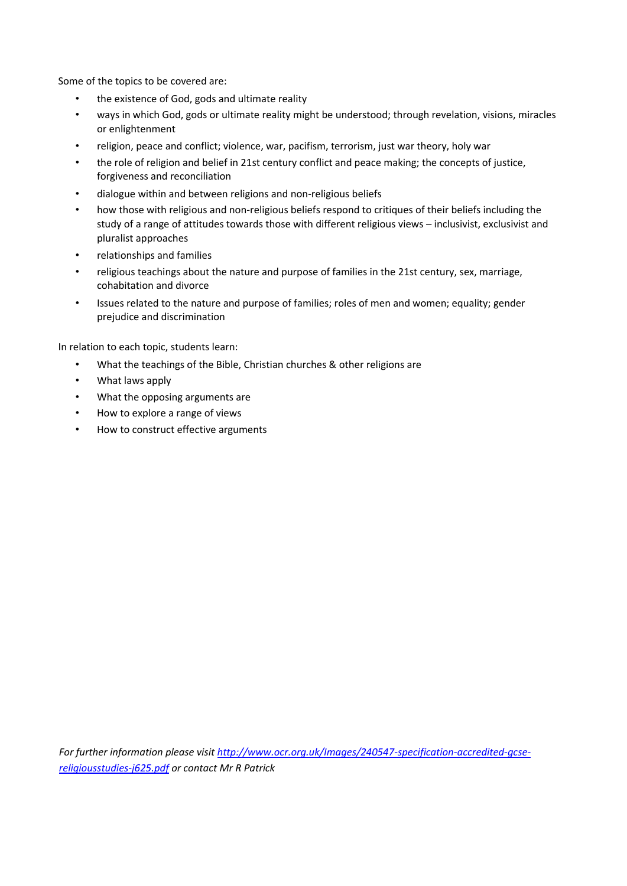Some of the topics to be covered are:

- the existence of God, gods and ultimate reality
- ways in which God, gods or ultimate reality might be understood; through revelation, visions, miracles or enlightenment
- religion, peace and conflict; violence, war, pacifism, terrorism, just war theory, holy war
- the role of religion and belief in 21st century conflict and peace making; the concepts of justice, forgiveness and reconciliation
- dialogue within and between religions and non-religious beliefs
- how those with religious and non-religious beliefs respond to critiques of their beliefs including the study of a range of attitudes towards those with different religious views – inclusivist, exclusivist and pluralist approaches
- relationships and families
- religious teachings about the nature and purpose of families in the 21st century, sex, marriage, cohabitation and divorce
- Issues related to the nature and purpose of families; roles of men and women; equality; gender prejudice and discrimination

In relation to each topic, students learn:

- What the teachings of the Bible, Christian churches & other religions are
- What laws apply
- What the opposing arguments are
- How to explore a range of views
- How to construct effective arguments

*For further information please visit [http://www.ocr.org.uk/Images/240547-specification-accredited-gcse-religiousstudies-j625.pdf](http://www.ocr.org.uk/Images/240547-specification-accredited-gcse-religiousstudies-j625.pdf) or contact Mr R Patrick*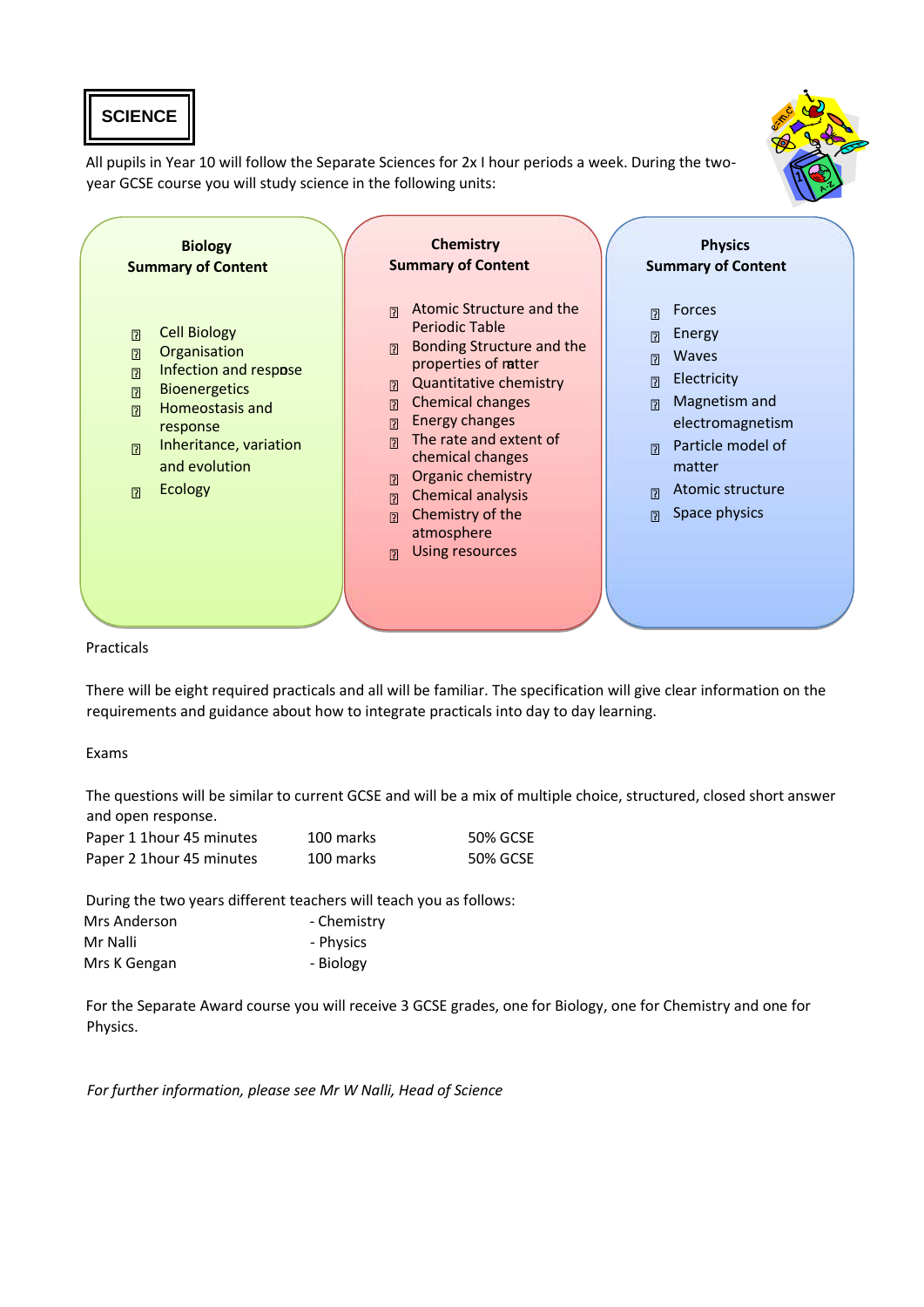# SCIENCE

All pupils in Year 10 will follow the Separate Sciences for 2x I hour periods a week. During the two-year GCSE course you will study science in the following units:

**Biology**
**Summary of Content**

- Cell Biology
- Organisation
- Infection and response
- Bioenergetics
- Homeostasis and response
- Inheritance, variation and evolution
- Ecology

**Chemistry**
**Summary of Content**

- Atomic Structure and the Periodic Table
- Bonding Structure and the properties of matter
- Quantitative chemistry
- Chemical changes
- Energy changes
- The rate and extent of chemical changes
- Organic chemistry
- Chemical analysis
- Chemistry of the atmosphere
- Using resources

**Physics**
**Summary of Content**

- Forces
- Energy
- Waves
- Electricity
- Magnetism and electromagnetism
- Particle model of matter
- Atomic structure
- Space physics

Practicals

There will be eight required practicals and all will be familiar. The specification will give clear information on the requirements and guidance about how to integrate practicals into day to day learning.

Exams

The questions will be similar to current GCSE and will be a mix of multiple choice, structured, closed short answer and open response.

| | | |
|---|---|---|
| Paper 1 1hour 45 minutes | 100 marks | 50% GCSE |
| Paper 2 1hour 45 minutes | 100 marks | 50% GCSE |

During the two years different teachers will teach you as follows:

| | |
|---|---|
| Mrs Anderson | - Chemistry |
| Mr Nalli | - Physics |
| Mrs K Gengan | - Biology |

For the Separate Award course you will receive 3 GCSE grades, one for Biology, one for Chemistry and one for Physics.

*For further information, please see Mr W Nalli, Head of Science*